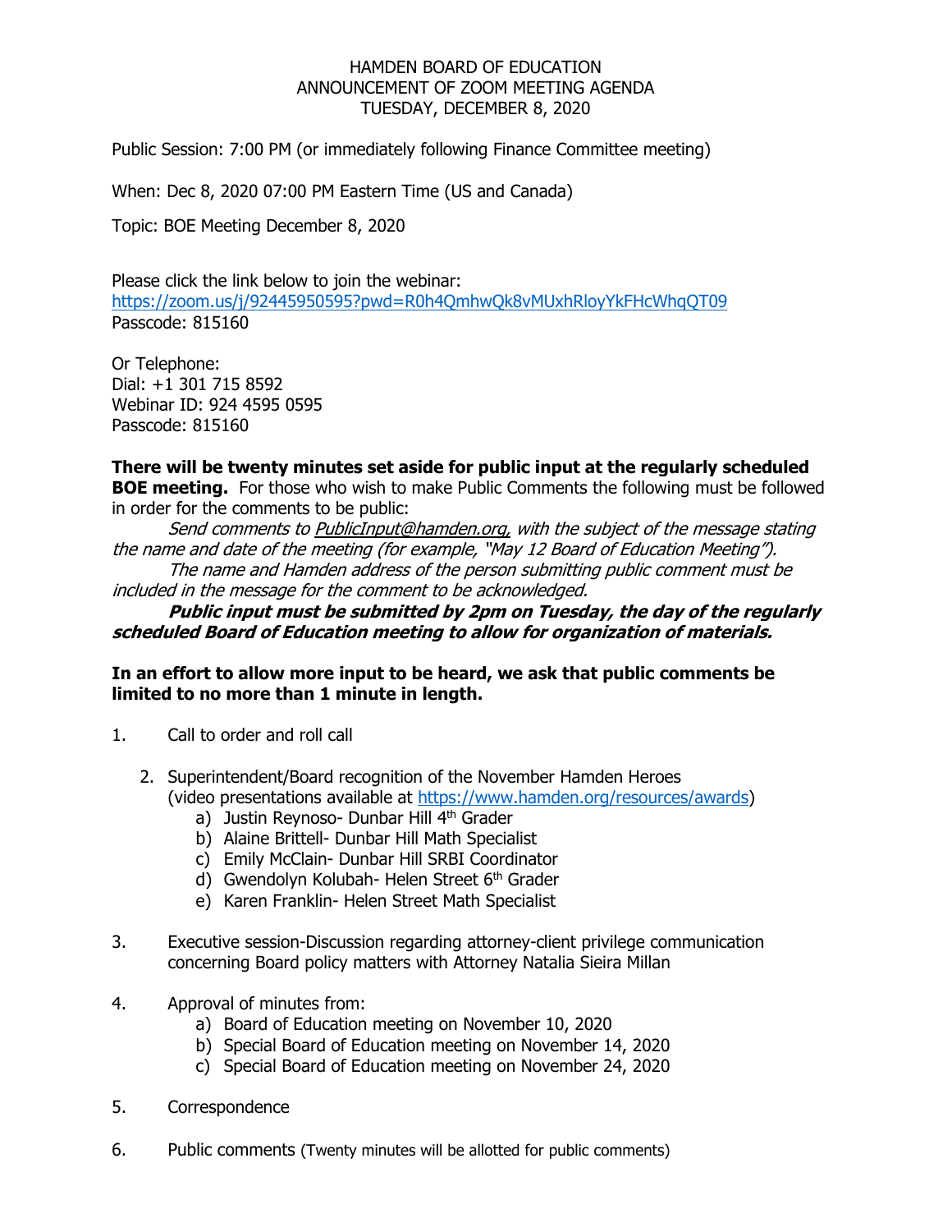HAMDEN BOARD OF EDUCATION
ANNOUNCEMENT OF ZOOM MEETING AGENDA
TUESDAY, DECEMBER 8, 2020

Public Session: 7:00 PM (or immediately following Finance Committee meeting)

When: Dec 8, 2020 07:00 PM Eastern Time (US and Canada)

Topic: BOE Meeting December 8, 2020

Please click the link below to join the webinar:
https://zoom.us/j/92445950595?pwd=R0h4QmhwQk8vMUxhRloyYkFHcWhqQT09
Passcode: 815160

Or Telephone:
Dial: +1 301 715 8592
Webinar ID: 924 4595 0595
Passcode: 815160

**There will be twenty minutes set aside for public input at the regularly scheduled BOE meeting.** For those who wish to make Public Comments the following must be followed in order for the comments to be public:

*Send comments to PublicInput@hamden.org, with the subject of the message stating the name and date of the meeting (for example, "May 12 Board of Education Meeting").*

*The name and Hamden address of the person submitting public comment must be included in the message for the comment to be acknowledged.*

***Public input must be submitted by 2pm on Tuesday, the day of the regularly scheduled Board of Education meeting to allow for organization of materials.***

**In an effort to allow more input to be heard, we ask that public comments be limited to no more than 1 minute in length.**

1. Call to order and roll call

2. Superintendent/Board recognition of the November Hamden Heroes (video presentations available at https://www.hamden.org/resources/awards)
   a) Justin Reynoso- Dunbar Hill 4th Grader
   b) Alaine Brittell- Dunbar Hill Math Specialist
   c) Emily McClain- Dunbar Hill SRBI Coordinator
   d) Gwendolyn Kolubah- Helen Street 6th Grader
   e) Karen Franklin- Helen Street Math Specialist

3. Executive session-Discussion regarding attorney-client privilege communication concerning Board policy matters with Attorney Natalia Sieira Millan

4. Approval of minutes from:
   a) Board of Education meeting on November 10, 2020
   b) Special Board of Education meeting on November 14, 2020
   c) Special Board of Education meeting on November 24, 2020

5. Correspondence

6. Public comments (Twenty minutes will be allotted for public comments)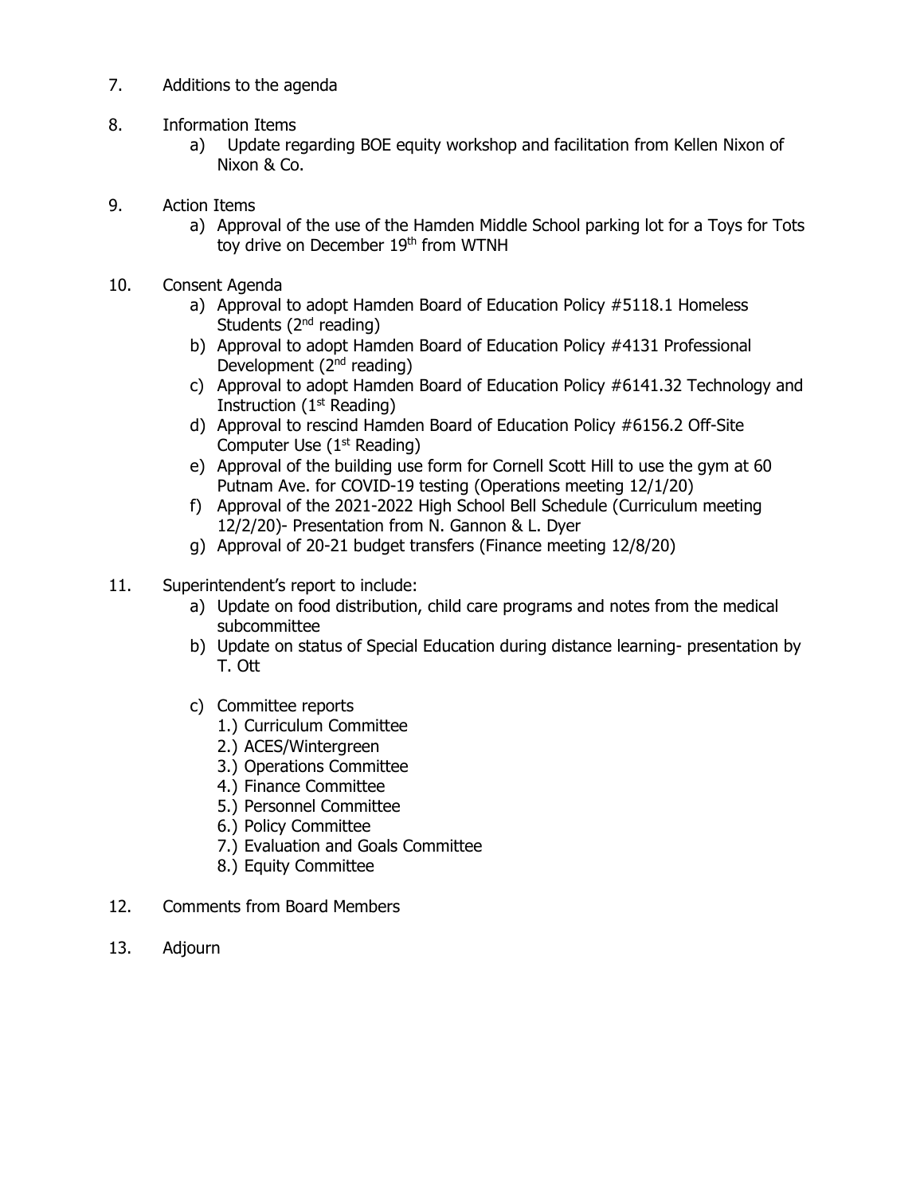7. Additions to the agenda

8. Information Items
   a) Update regarding BOE equity workshop and facilitation from Kellen Nixon of Nixon & Co.

9. Action Items
   a) Approval of the use of the Hamden Middle School parking lot for a Toys for Tots toy drive on December 19th from WTNH

10. Consent Agenda
    a) Approval to adopt Hamden Board of Education Policy #5118.1 Homeless Students (2nd reading)
    b) Approval to adopt Hamden Board of Education Policy #4131 Professional Development (2nd reading)
    c) Approval to adopt Hamden Board of Education Policy #6141.32 Technology and Instruction (1st Reading)
    d) Approval to rescind Hamden Board of Education Policy #6156.2 Off-Site Computer Use (1st Reading)
    e) Approval of the building use form for Cornell Scott Hill to use the gym at 60 Putnam Ave. for COVID-19 testing (Operations meeting 12/1/20)
    f) Approval of the 2021-2022 High School Bell Schedule (Curriculum meeting 12/2/20)- Presentation from N. Gannon & L. Dyer
    g) Approval of 20-21 budget transfers (Finance meeting 12/8/20)

11. Superintendent's report to include:
    a) Update on food distribution, child care programs and notes from the medical subcommittee
    b) Update on status of Special Education during distance learning- presentation by T. Ott
    c) Committee reports
       1.) Curriculum Committee
       2.) ACES/Wintergreen
       3.) Operations Committee
       4.) Finance Committee
       5.) Personnel Committee
       6.) Policy Committee
       7.) Evaluation and Goals Committee
       8.) Equity Committee

12. Comments from Board Members

13. Adjourn